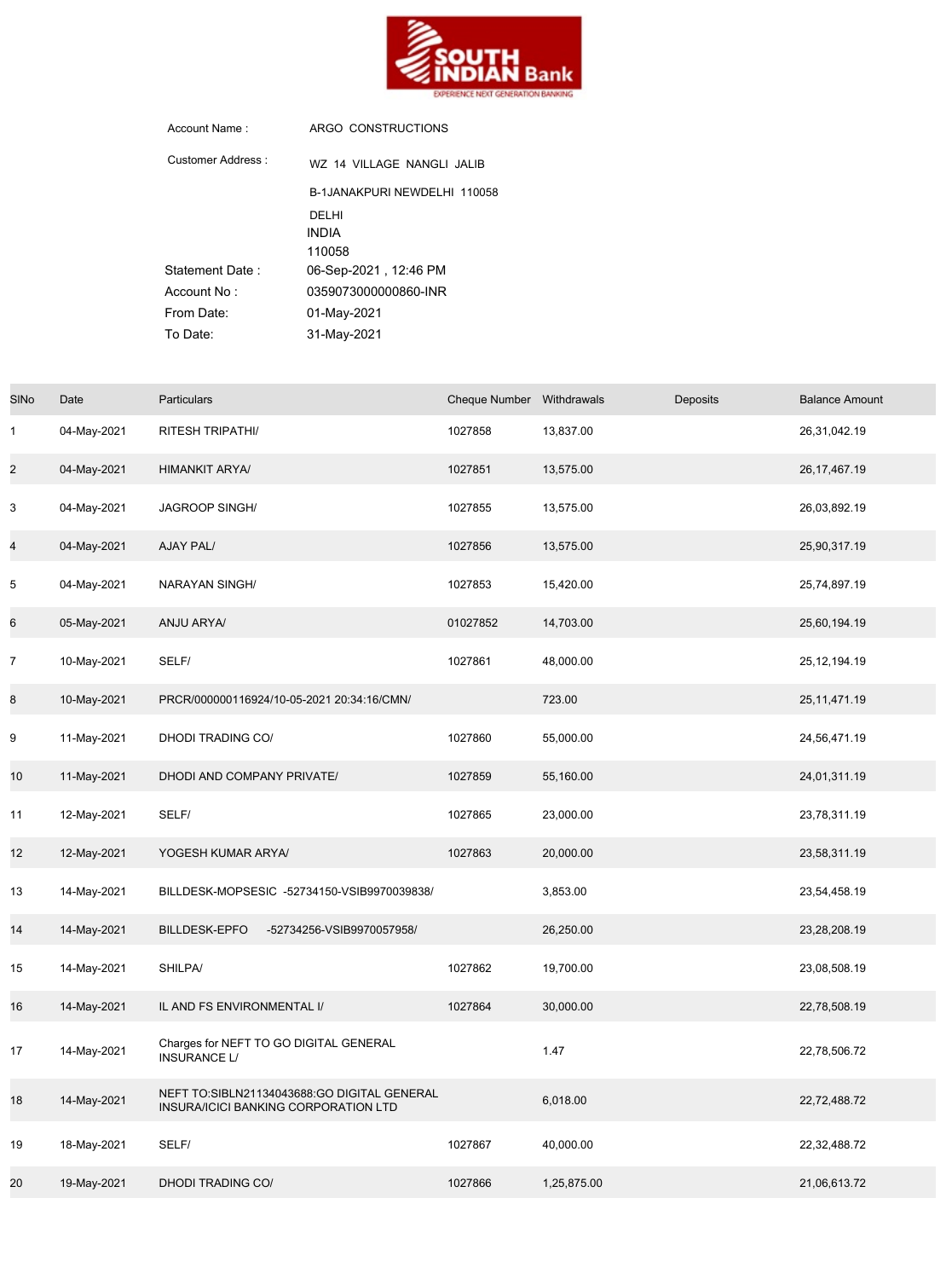SOUTH INDIAN Bank
EXPERIENCE NEXT GENERATION BANKING

| | |
|---|---|
| Account Name : | ARGO CONSTRUCTIONS |
| Customer Address : | WZ 14 VILLAGE NANGLI JALIB |
| | B-1JANAKPURI NEWDELHI 110058 |
| | DELHI |
| | INDIA |
| | 110058 |
| Statement Date : | 06-Sep-2021 , 12:46 PM |
| Account No : | 0359073000000860-INR |
| From Date: | 01-May-2021 |
| To Date: | 31-May-2021 |

| SlNo | Date | Particulars | Cheque Number | Withdrawals | Deposits | Balance Amount |
|---|---|---|---|---|---|---|
| 1 | 04-May-2021 | RITESH TRIPATHI/ | 1027858 | 13,837.00 | | 26,31,042.19 |
| 2 | 04-May-2021 | HIMANKIT ARYA/ | 1027851 | 13,575.00 | | 26,17,467.19 |
| 3 | 04-May-2021 | JAGROOP SINGH/ | 1027855 | 13,575.00 | | 26,03,892.19 |
| 4 | 04-May-2021 | AJAY PAL/ | 1027856 | 13,575.00 | | 25,90,317.19 |
| 5 | 04-May-2021 | NARAYAN SINGH/ | 1027853 | 15,420.00 | | 25,74,897.19 |
| 6 | 05-May-2021 | ANJU ARYA/ | 01027852 | 14,703.00 | | 25,60,194.19 |
| 7 | 10-May-2021 | SELF/ | 1027861 | 48,000.00 | | 25,12,194.19 |
| 8 | 10-May-2021 | PRCR/000000116924/10-05-2021 20:34:16/CMN/ | | 723.00 | | 25,11,471.19 |
| 9 | 11-May-2021 | DHODI TRADING CO/ | 1027860 | 55,000.00 | | 24,56,471.19 |
| 10 | 11-May-2021 | DHODI AND COMPANY PRIVATE/ | 1027859 | 55,160.00 | | 24,01,311.19 |
| 11 | 12-May-2021 | SELF/ | 1027865 | 23,000.00 | | 23,78,311.19 |
| 12 | 12-May-2021 | YOGESH KUMAR ARYA/ | 1027863 | 20,000.00 | | 23,58,311.19 |
| 13 | 14-May-2021 | BILLDESK-MOPSESIC -52734150-VSIB9970039838/ | | 3,853.00 | | 23,54,458.19 |
| 14 | 14-May-2021 | BILLDESK-EPFO -52734256-VSIB9970057958/ | | 26,250.00 | | 23,28,208.19 |
| 15 | 14-May-2021 | SHILPA/ | 1027862 | 19,700.00 | | 23,08,508.19 |
| 16 | 14-May-2021 | IL AND FS ENVIRONMENTAL I/ | 1027864 | 30,000.00 | | 22,78,508.19 |
| 17 | 14-May-2021 | Charges for NEFT TO GO DIGITAL GENERAL INSURANCE L/ | | 1.47 | | 22,78,506.72 |
| 18 | 14-May-2021 | NEFT TO:SIBLN21134043688:GO DIGITAL GENERAL INSURA/ICICI BANKING CORPORATION LTD | | 6,018.00 | | 22,72,488.72 |
| 19 | 18-May-2021 | SELF/ | 1027867 | 40,000.00 | | 22,32,488.72 |
| 20 | 19-May-2021 | DHODI TRADING CO/ | 1027866 | 1,25,875.00 | | 21,06,613.72 |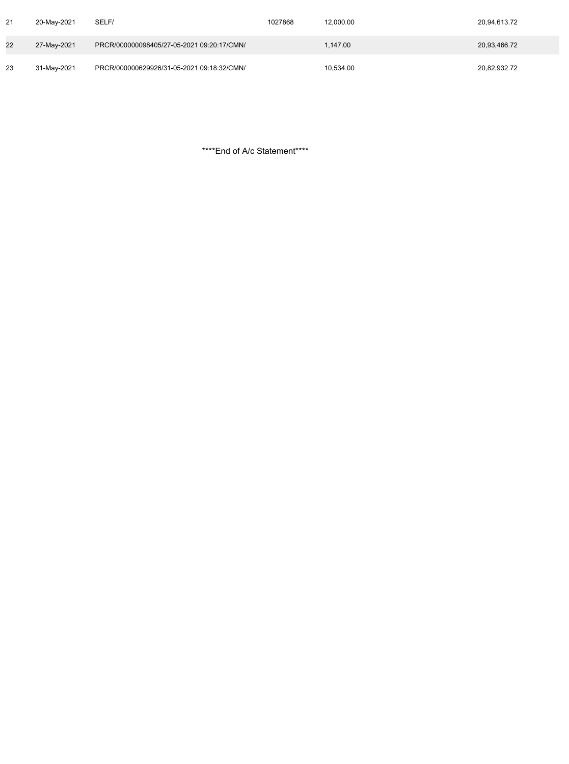| | | | | | | |
|---|---|---|---|---|---|---|
| 21 | 20-May-2021 | SELF/ | 1027868 | 12,000.00 | | 20,94,613.72 |
| 22 | 27-May-2021 | PRCR/000000098405/27-05-2021 09:20:17/CMN/ | | 1,147.00 | | 20,93,466.72 |
| 23 | 31-May-2021 | PRCR/000000629926/31-05-2021 09:18:32/CMN/ | | 10,534.00 | | 20,82,932.72 |

****End of A/c Statement****